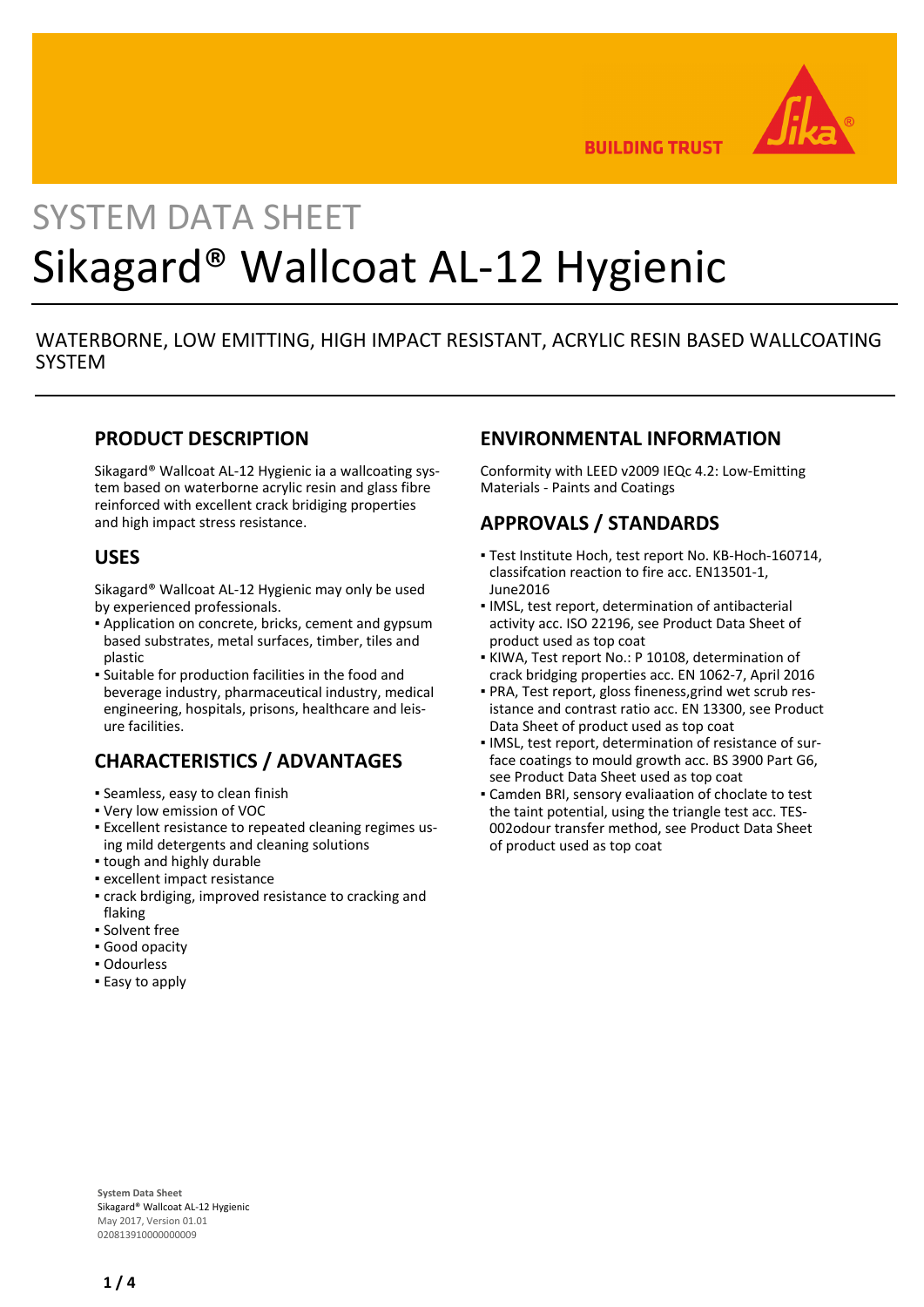SYSTEM DATA SHEET

# Sikagard® Wallcoat AL-12 Hygienic

WATERBORNE, LOW EMITTING, HIGH IMPACT RESISTANT, ACRYLIC RESIN BASED WALLCOATING SYSTEM

## PRODUCT DESCRIPTION

Sikagard® Wallcoat AL-12 Hygienic ia a wallcoating system based on waterborne acrylic resin and glass fibre reinforced with excellent crack bridiging properties and high impact stress resistance.

## USES

Sikagard® Wallcoat AL-12 Hygienic may only be used by experienced professionals.

- Application on concrete, bricks, cement and gypsum based substrates, metal surfaces, timber, tiles and plastic
- Suitable for production facilities in the food and beverage industry, pharmaceutical industry, medical engineering, hospitals, prisons, healthcare and leisure facilities.

## CHARACTERISTICS / ADVANTAGES

- Seamless, easy to clean finish
- Very low emission of VOC
- Excellent resistance to repeated cleaning regimes using mild detergents and cleaning solutions
- tough and highly durable
- excellent impact resistance
- crack brdiging, improved resistance to cracking and flaking
- Solvent free
- Good opacity
- Odourless
- Easy to apply

## ENVIRONMENTAL INFORMATION

Conformity with LEED v2009 IEQc 4.2: Low-Emitting Materials - Paints and Coatings

## APPROVALS / STANDARDS

- Test Institute Hoch, test report No. KB-Hoch-160714, classifcation reaction to fire acc. EN13501-1, June2016
- IMSL, test report, determination of antibacterial activity acc. ISO 22196, see Product Data Sheet of product used as top coat
- KIWA, Test report No.: P 10108, determination of crack bridging properties acc. EN 1062-7, April 2016
- PRA, Test report, gloss fineness,grind wet scrub resistance and contrast ratio acc. EN 13300, see Product Data Sheet of product used as top coat
- IMSL, test report, determination of resistance of surface coatings to mould growth acc. BS 3900 Part G6, see Product Data Sheet used as top coat
- Camden BRI, sensory evaliaation of choclate to test the taint potential, using the triangle test acc. TES-002odour transfer method, see Product Data Sheet of product used as top coat

**System Data Sheet**
Sikagard® Wallcoat AL-12 Hygienic
May 2017, Version 01.01
020813910000000009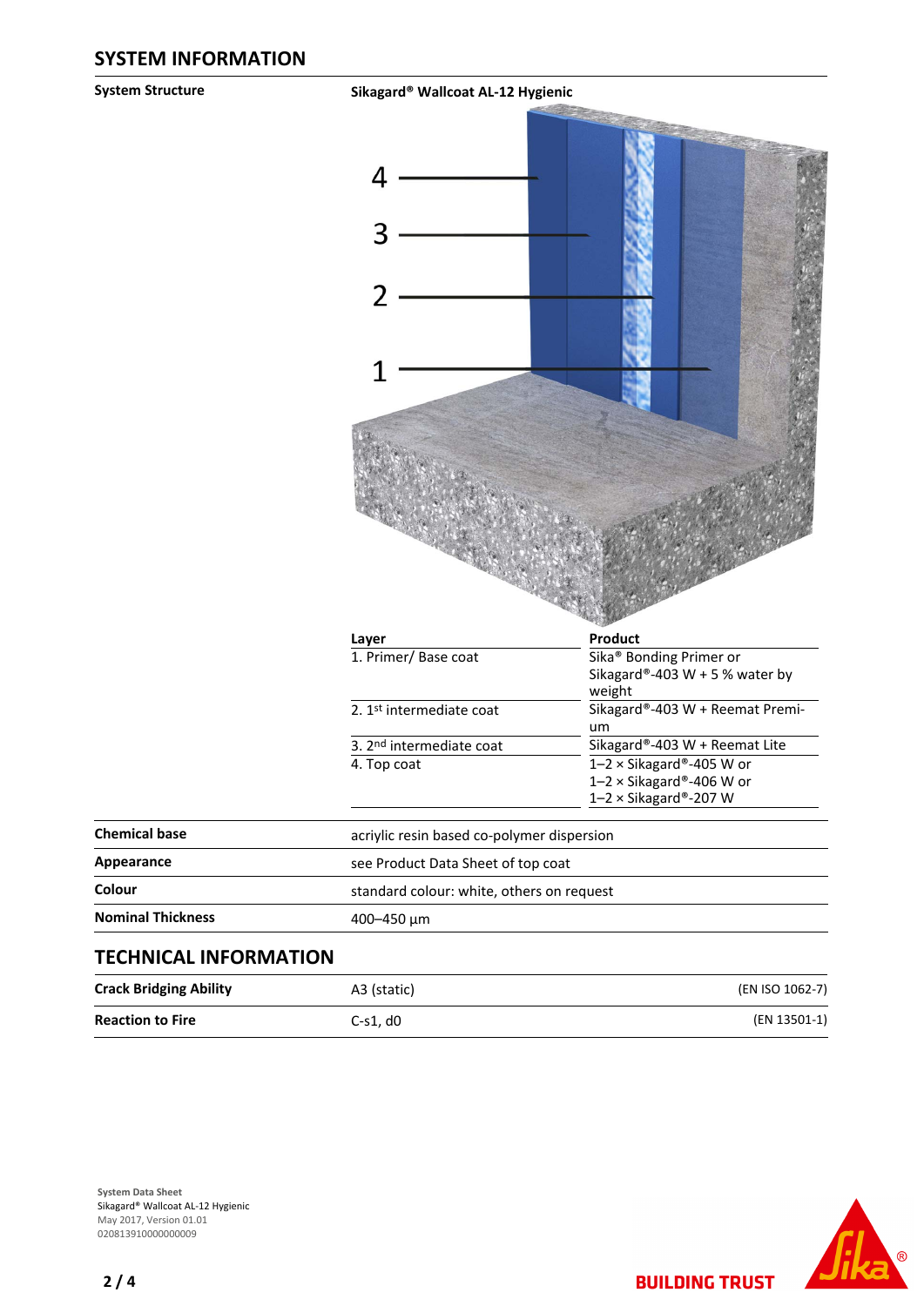## SYSTEM INFORMATION

**System Structure**

**Sikagard® Wallcoat AL-12 Hygienic**

| Layer | Product |
|---|---|
| 1. Primer/ Base coat | Sika® Bonding Primer or Sikagard®-403 W + 5 % water by weight |
| 2. 1st intermediate coat | Sikagard®-403 W + Reemat Premium |
| 3. 2nd intermediate coat | Sikagard®-403 W + Reemat Lite |
| 4. Top coat | 1–2 × Sikagard®-405 W or 1–2 × Sikagard®-406 W or 1–2 × Sikagard®-207 W |

| | |
|---|---|
| **Chemical base** | acriylic resin based co-polymer dispersion |
| **Appearance** | see Product Data Sheet of top coat |
| **Colour** | standard colour: white, others on request |
| **Nominal Thickness** | 400–450 µm |

## TECHNICAL INFORMATION

| | | |
|---|---|---|
| **Crack Bridging Ability** | A3 (static) | (EN ISO 1062-7) |
| **Reaction to Fire** | C-s1, d0 | (EN 13501-1) |

System Data Sheet
Sikagard® Wallcoat AL-12 Hygienic
May 2017, Version 01.01
020813910000000009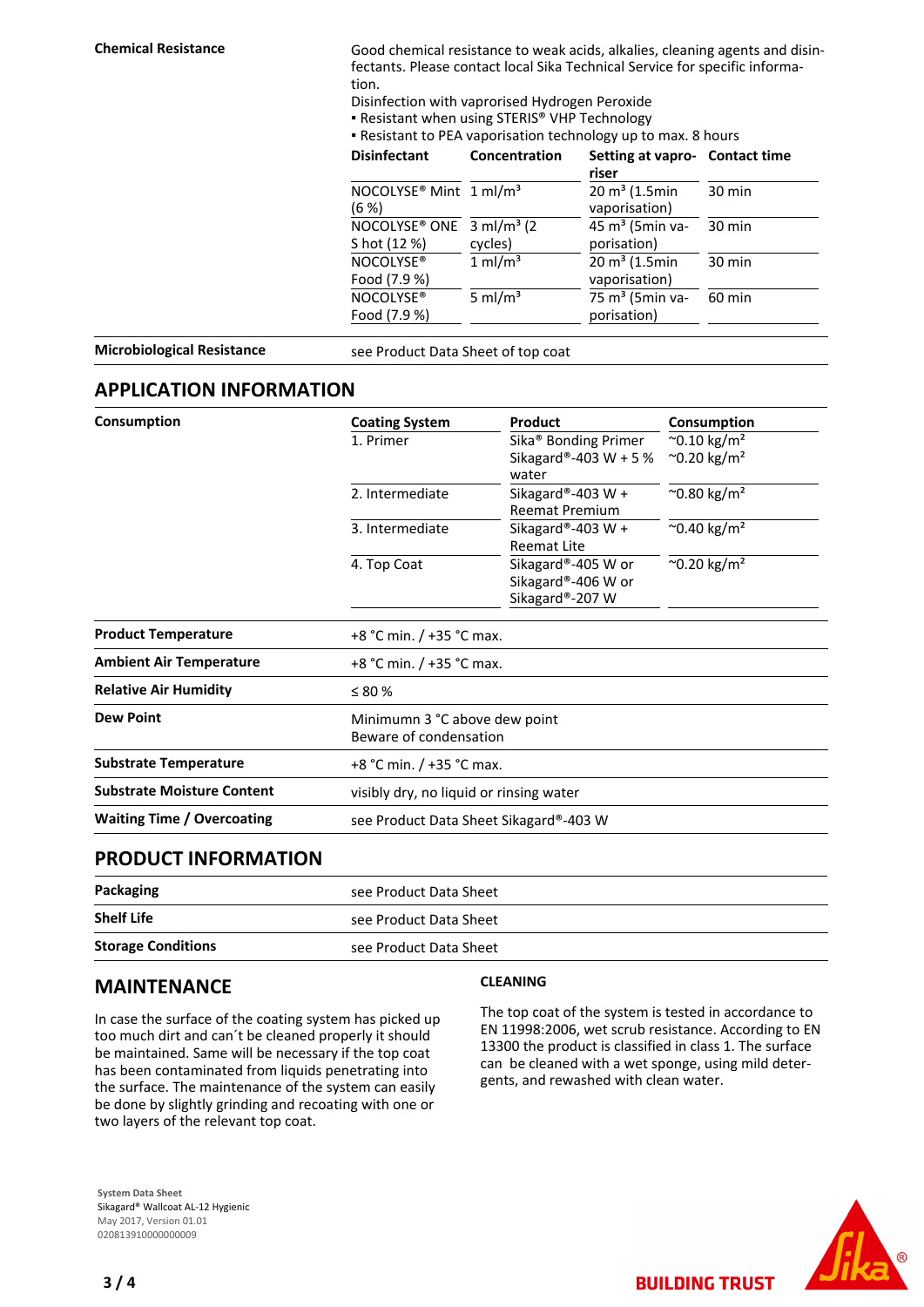**Chemical Resistance**

Good chemical resistance to weak acids, alkalies, cleaning agents and disinfectants. Please contact local Sika Technical Service for specific information.

Disinfection with vaprorised Hydrogen Peroxide

- Resistant when using STERIS® VHP Technology
- Resistant to PEA vaporisation technology up to max. 8 hours

| Disinfectant | Concentration | Setting at vaporiser | Contact time |
|---|---|---|---|
| NOCOLYSE® Mint (6 %) | 1 ml/m³ | 20 m³ (1.5min vaporisation) | 30 min |
| NOCOLYSE® ONE S hot (12 %) | 3 ml/m³ (2 cycles) | 45 m³ (5min vaporisation) | 30 min |
| NOCOLYSE® Food (7.9 %) | 1 ml/m³ | 20 m³ (1.5min vaporisation) | 30 min |
| NOCOLYSE® Food (7.9 %) | 5 ml/m³ | 75 m³ (5min vaporisation) | 60 min |

**Microbiological Resistance**

see Product Data Sheet of top coat

## APPLICATION INFORMATION

**Consumption**

| Coating System | Product | Consumption |
|---|---|---|
| 1. Primer | Sika® Bonding Primer<br>Sikagard®-403 W + 5 % water | ~0.10 kg/m²<br>~0.20 kg/m² |
| 2. Intermediate | Sikagard®-403 W + Reemat Premium | ~0.80 kg/m² |
| 3. Intermediate | Sikagard®-403 W + Reemat Lite | ~0.40 kg/m² |
| 4. Top Coat | Sikagard®-405 W or Sikagard®-406 W or Sikagard®-207 W | ~0.20 kg/m² |

| | |
|---|---|
| **Product Temperature** | +8 °C min. / +35 °C max. |
| **Ambient Air Temperature** | +8 °C min. / +35 °C max. |
| **Relative Air Humidity** | ≤ 80 % |
| **Dew Point** | Minimumn 3 °C above dew point<br>Beware of condensation |
| **Substrate Temperature** | +8 °C min. / +35 °C max. |
| **Substrate Moisture Content** | visibly dry, no liquid or rinsing water |
| **Waiting Time / Overcoating** | see Product Data Sheet Sikagard®-403 W |

## PRODUCT INFORMATION

| | |
|---|---|
| **Packaging** | see Product Data Sheet |
| **Shelf Life** | see Product Data Sheet |
| **Storage Conditions** | see Product Data Sheet |

## MAINTENANCE

In case the surface of the coating system has picked up too much dirt and can´t be cleaned properly it should be maintained. Same will be necessary if the top coat has been contaminated from liquids penetrating into the surface. The maintenance of the system can easily be done by slightly grinding and recoating with one or two layers of the relevant top coat.

### CLEANING

The top coat of the system is tested in accordance to EN 11998:2006, wet scrub resistance. According to EN 13300 the product is classified in class 1. The surface can be cleaned with a wet sponge, using mild detergents, and rewashed with clean water.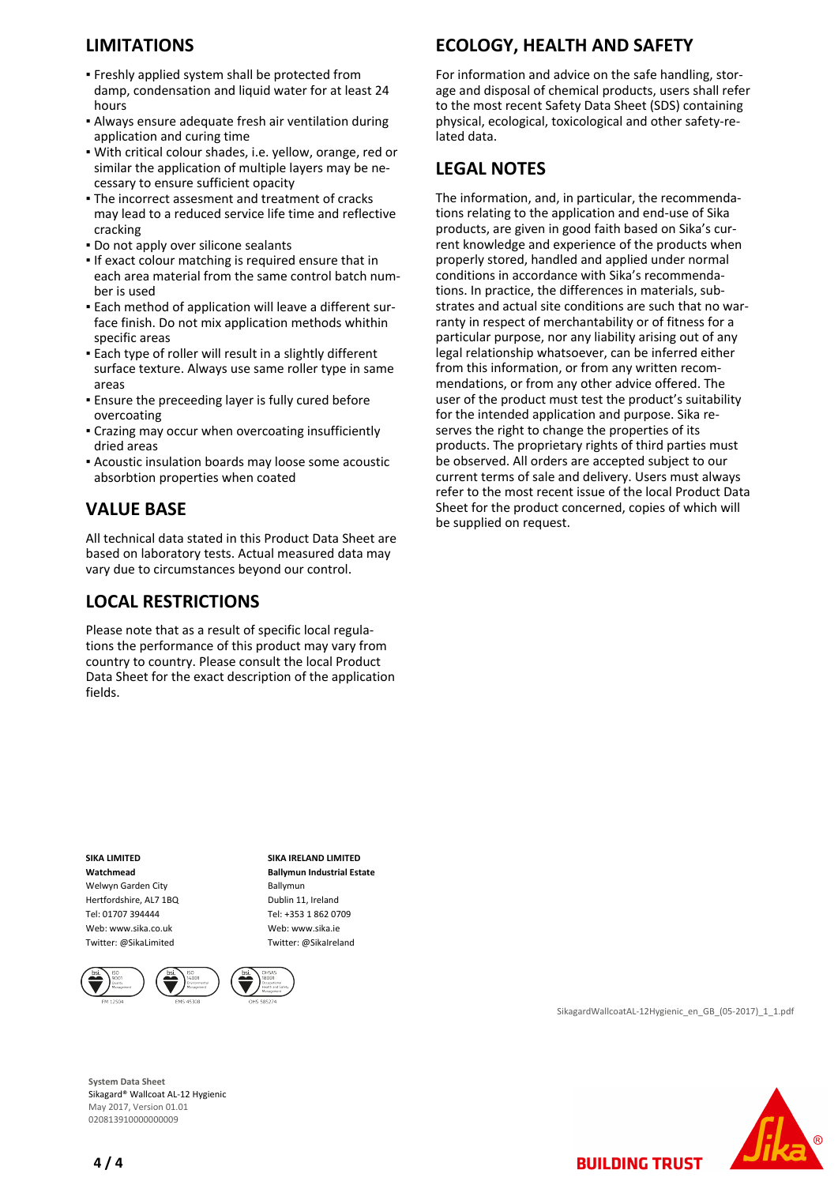## LIMITATIONS

- Freshly applied system shall be protected from damp, condensation and liquid water for at least 24 hours
- Always ensure adequate fresh air ventilation during application and curing time
- With critical colour shades, i.e. yellow, orange, red or similar the application of multiple layers may be necessary to ensure sufficient opacity
- The incorrect assesment and treatment of cracks may lead to a reduced service life time and reflective cracking
- Do not apply over silicone sealants
- If exact colour matching is required ensure that in each area material from the same control batch number is used
- Each method of application will leave a different surface finish. Do not mix application methods whithin specific areas
- Each type of roller will result in a slightly different surface texture. Always use same roller type in same areas
- Ensure the preceeding layer is fully cured before overcoating
- Crazing may occur when overcoating insufficiently dried areas
- Acoustic insulation boards may loose some acoustic absorbtion properties when coated

## VALUE BASE

All technical data stated in this Product Data Sheet are based on laboratory tests. Actual measured data may vary due to circumstances beyond our control.

## LOCAL RESTRICTIONS

Please note that as a result of specific local regulations the performance of this product may vary from country to country. Please consult the local Product Data Sheet for the exact description of the application fields.

## ECOLOGY, HEALTH AND SAFETY

For information and advice on the safe handling, storage and disposal of chemical products, users shall refer to the most recent Safety Data Sheet (SDS) containing physical, ecological, toxicological and other safety-related data.

## LEGAL NOTES

The information, and, in particular, the recommendations relating to the application and end-use of Sika products, are given in good faith based on Sika's current knowledge and experience of the products when properly stored, handled and applied under normal conditions in accordance with Sika's recommendations. In practice, the differences in materials, substrates and actual site conditions are such that no warranty in respect of merchantability or of fitness for a particular purpose, nor any liability arising out of any legal relationship whatsoever, can be inferred either from this information, or from any written recommendations, or from any other advice offered. The user of the product must test the product's suitability for the intended application and purpose. Sika reserves the right to change the properties of its products. The proprietary rights of third parties must be observed. All orders are accepted subject to our current terms of sale and delivery. Users must always refer to the most recent issue of the local Product Data Sheet for the product concerned, copies of which will be supplied on request.

**SIKA LIMITED**
**Watchmead**
Welwyn Garden City
Hertfordshire, AL7 1BQ
Tel: 01707 394444
Web: www.sika.co.uk
Twitter: @SikaLimited

**SIKA IRELAND LIMITED**
**Ballymun Industrial Estate**
Ballymun
Dublin 11, Ireland
Tel: +353 1 862 0709
Web: www.sika.ie
Twitter: @SikaIreland

FM 12504 EMS 45308 OHS 585274

SikagardWallcoatAL-12Hygienic_en_GB_(05-2017)_1_1.pdf

**System Data Sheet**
Sikagard® Wallcoat AL-12 Hygienic
May 2017, Version 01.01
020813910000000009

**BUILDING TRUST**